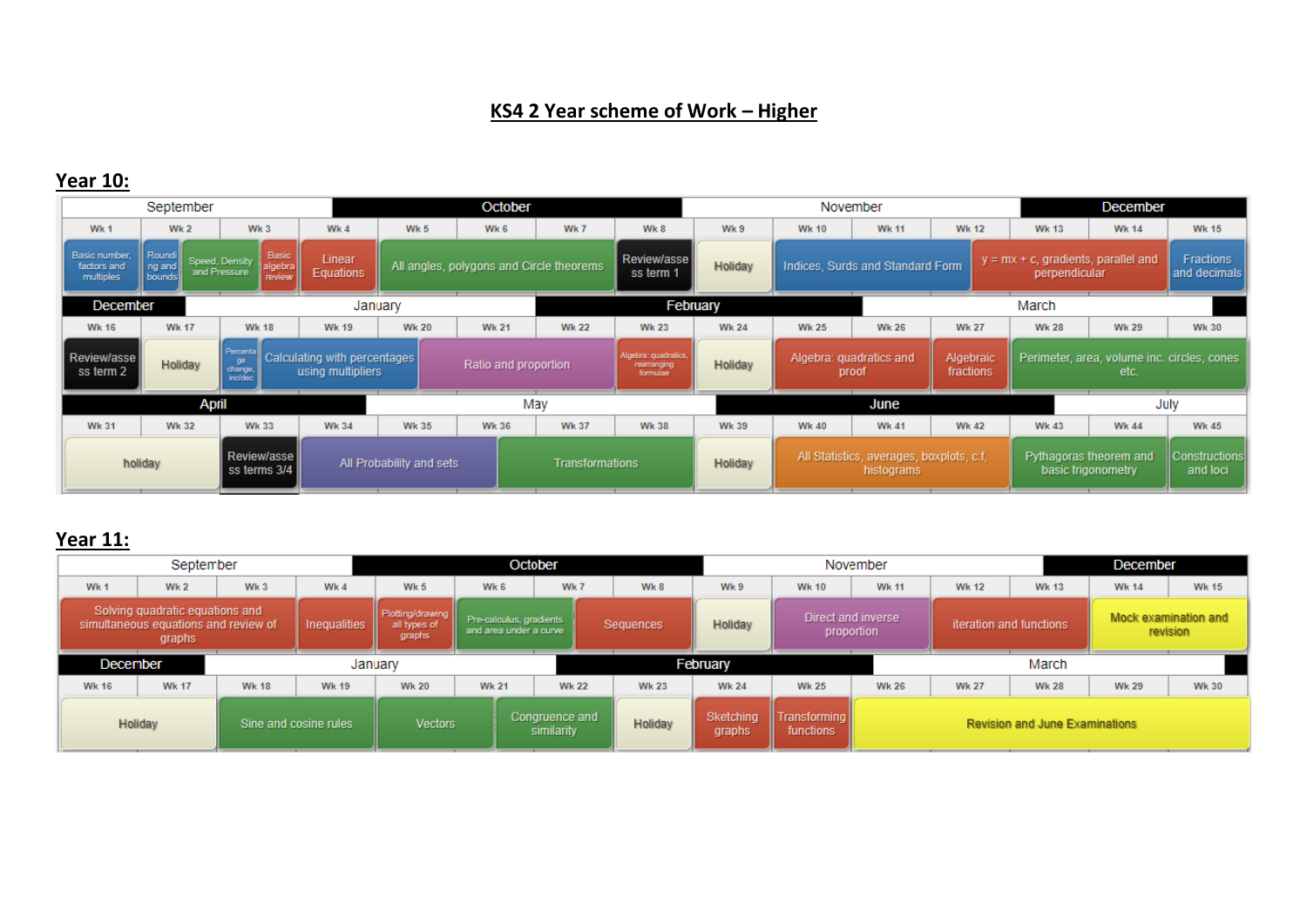# KS4 2 Year scheme of Work – Higher

## Year 10:

| Month | Week | Topic |
|---|---|---|
| September | Wk 1 | Basic number, factors and multiples |
| September | Wk 2 | Rounding and bounds; Speed, Density and Pressure |
| September | Wk 3 | Speed, Density and Pressure; Basic algebra review |
| October | Wk 4 | Linear Equations |
| October | Wk 5–7 | All angles, polygons and Circle theorems |
| October | Wk 8 | Review/assess term 1 |
| November | Wk 9 | Holiday |
| November | Wk 10–11 | Indices, Surds and Standard Form |
| November/December | Wk 12–14 | y = mx + c, gradients, parallel and perpendicular |
| December | Wk 15 | Fractions and decimals |
| December | Wk 16 | Review/assess term 2 |
| January | Wk 17 | Holiday |
| January | Wk 18 | Percentage change, inc/dec |
| January | Wk 18–19 | Calculating with percentages using multipliers |
| January/February | Wk 20–22 | Ratio and proportion |
| February | Wk 23 | Algebra: quadratics, rearranging formulae |
| February | Wk 24 | Holiday |
| March | Wk 25–26 | Algebra: quadratics and proof |
| March | Wk 27 | Algebraic fractions |
| March | Wk 28–30 | Perimeter, area, volume inc. circles, cones etc. |
| April | Wk 31–32 | holiday |
| April | Wk 33 | Review/assess terms 3/4 |
| May | Wk 34–35 | All Probability and sets |
| May | Wk 36–38 | Transformations |
| June | Wk 39 | Holiday |
| June | Wk 40–42 | All Statistics, averages, boxplots, c.f, histograms |
| July | Wk 43–44 | Pythagoras theorem and basic trigonometry |
| July | Wk 45 | Constructions and loci |

## Year 11:

| Month | Week | Topic |
|---|---|---|
| September | Wk 1–3 | Solving quadratic equations and simultaneous equations and review of graphs |
| October | Wk 4 | Inequalities |
| October | Wk 5 | Plotting/drawing all types of graphs |
| October | Wk 6 | Pre-calculus, gradients and area under a curve |
| October | Wk 7–8 | Sequences |
| November | Wk 9 | Holiday |
| November | Wk 10–11 | Direct and inverse proportion |
| November/December | Wk 12–13 | iteration and functions |
| December | Wk 14–15 | Mock examination and revision |
| December/January | Wk 16–17 | Holiday |
| January | Wk 18–19 | Sine and cosine rules |
| January | Wk 20 | Vectors |
| January/February | Wk 21–22 | Congruence and similarity |
| February | Wk 23 | Holiday |
| February | Wk 24 | Sketching graphs |
| February | Wk 25 | Transforming functions |
| March | Wk 26–30 | Revision and June Examinations |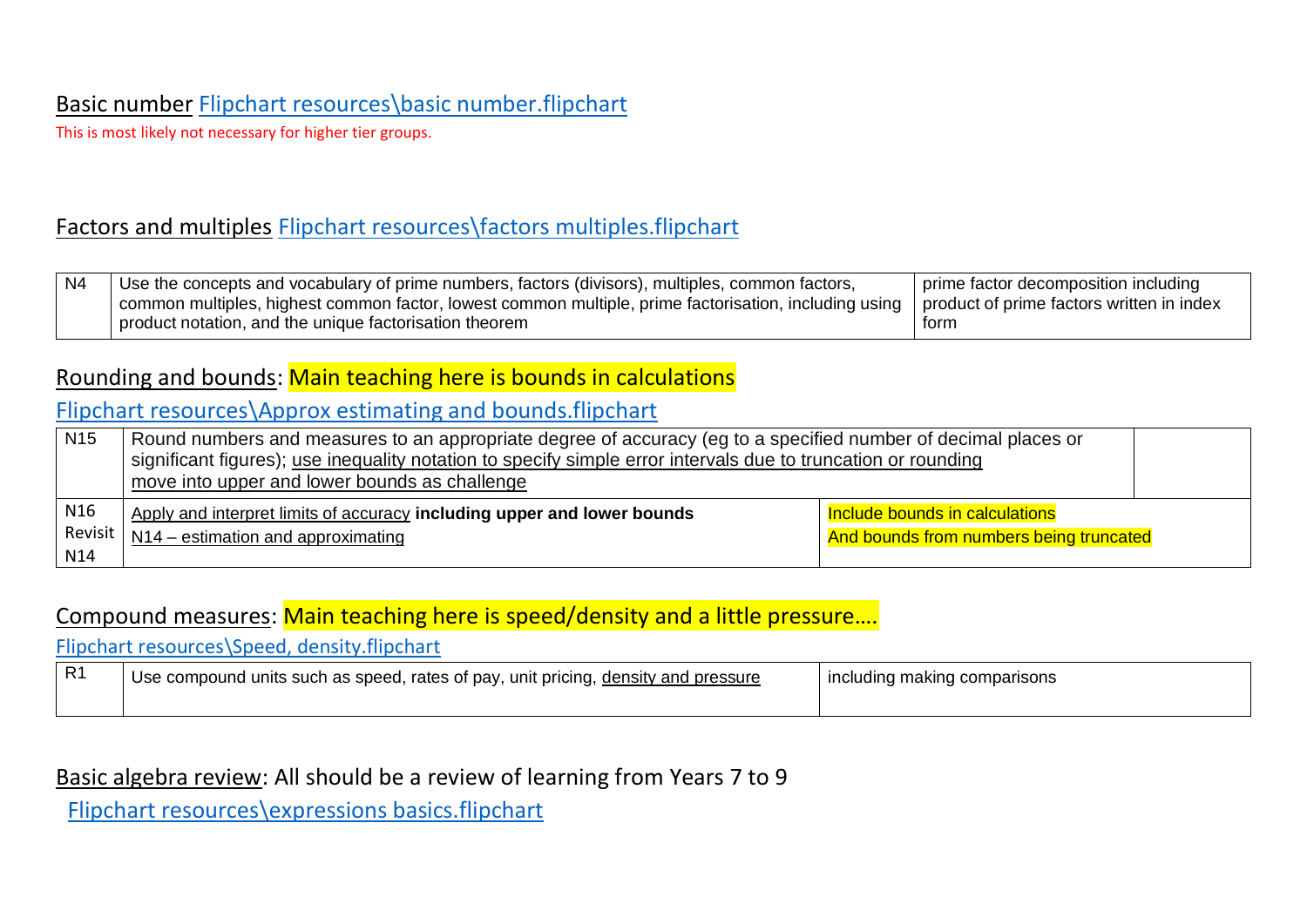## Basic number [Flipchart resources\basic number.flipchart]

This is most likely not necessary for higher tier groups.

## Factors and multiples [Flipchart resources\factors multiples.flipchart]

| N4 | Use the concepts and vocabulary of prime numbers, factors (divisors), multiples, common factors, common multiples, highest common factor, lowest common multiple, prime factorisation, including using product notation, and the unique factorisation theorem | prime factor decomposition including product of prime factors written in index form |
|---|---|---|

## Rounding and bounds: Main teaching here is bounds in calculations

[Flipchart resources\Approx estimating and bounds.flipchart]

| N15 | Round numbers and measures to an appropriate degree of accuracy (eg to a specified number of decimal places or significant figures); use inequality notation to specify simple error intervals due to truncation or rounding<br>move into upper and lower bounds as challenge | |
|---|---|---|
| N16<br>Revisit<br>N14 | Apply and interpret limits of accuracy **including upper and lower bounds**<br>N14 – estimation and approximating | Include bounds in calculations<br>And bounds from numbers being truncated |

## Compound measures: Main teaching here is speed/density and a little pressure….

[Flipchart resources\Speed, density.flipchart]

| R1 | Use compound units such as speed, rates of pay, unit pricing, density and pressure | including making comparisons |
|---|---|---|

## Basic algebra review: All should be a review of learning from Years 7 to 9

[Flipchart resources\expressions basics.flipchart]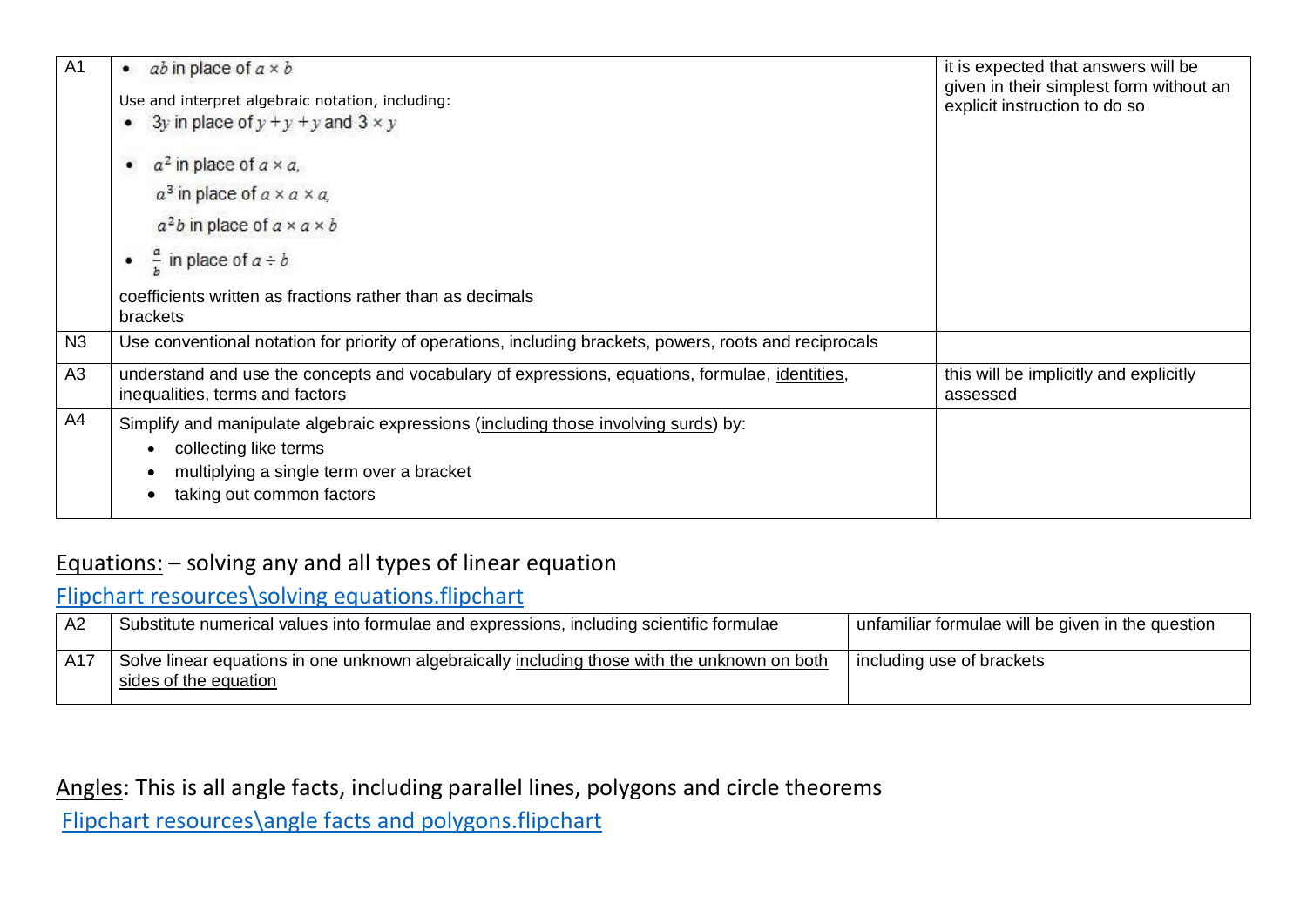| | | |
|---|---|---|
| A1 | • $ab$ in place of $a \times b$<br>Use and interpret algebraic notation, including:<br>• $3y$ in place of $y + y + y$ and $3 \times y$<br>• $a^2$ in place of $a \times a$, $a^3$ in place of $a \times a \times a$, $a^2 b$ in place of $a \times a \times b$<br>• $\frac{a}{b}$ in place of $a \div b$<br>coefficients written as fractions rather than as decimals<br>brackets | it is expected that answers will be given in their simplest form without an explicit instruction to do so |
| N3 | Use conventional notation for priority of operations, including brackets, powers, roots and reciprocals | |
| A3 | understand and use the concepts and vocabulary of expressions, equations, formulae, identities, inequalities, terms and factors | this will be implicitly and explicitly assessed |
| A4 | Simplify and manipulate algebraic expressions (including those involving surds) by:<br>• collecting like terms<br>• multiplying a single term over a bracket<br>• taking out common factors | |

Equations: – solving any and all types of linear equation

[Flipchart resources\solving equations.flipchart]

| | | |
|---|---|---|
| A2 | Substitute numerical values into formulae and expressions, including scientific formulae | unfamiliar formulae will be given in the question |
| A17 | Solve linear equations in one unknown algebraically including those with the unknown on both sides of the equation | including use of brackets |

Angles: This is all angle facts, including parallel lines, polygons and circle theorems

[Flipchart resources\angle facts and polygons.flipchart]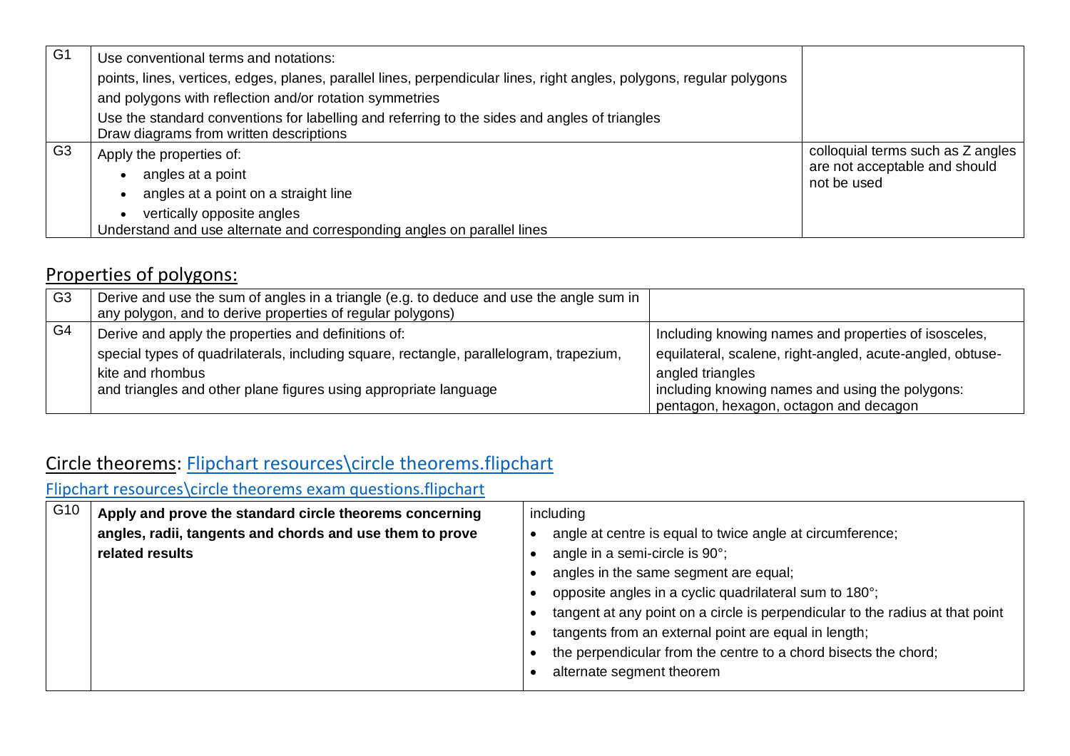| | | |
|---|---|---|
| G1 | Use conventional terms and notations:<br>points, lines, vertices, edges, planes, parallel lines, perpendicular lines, right angles, polygons, regular polygons and polygons with reflection and/or rotation symmetries<br>Use the standard conventions for labelling and referring to the sides and angles of triangles<br>Draw diagrams from written descriptions | |
| G3 | Apply the properties of:<br>• angles at a point<br>• angles at a point on a straight line<br>• vertically opposite angles<br>Understand and use alternate and corresponding angles on parallel lines | colloquial terms such as Z angles are not acceptable and should not be used |

## Properties of polygons:

| | | |
|---|---|---|
| G3 | Derive and use the sum of angles in a triangle (e.g. to deduce and use the angle sum in any polygon, and to derive properties of regular polygons) | |
| G4 | Derive and apply the properties and definitions of:<br>special types of quadrilaterals, including square, rectangle, parallelogram, trapezium, kite and rhombus<br>and triangles and other plane figures using appropriate language | Including knowing names and properties of isosceles, equilateral, scalene, right-angled, acute-angled, obtuse-angled triangles<br>including knowing names and using the polygons: pentagon, hexagon, octagon and decagon |

## Circle theorems: [Flipchart resources\circle theorems.flipchart]

[Flipchart resources\circle theorems exam questions.flipchart]

| | | |
|---|---|---|
| G10 | **Apply and prove the standard circle theorems concerning angles, radii, tangents and chords and use them to prove related results** | including<br>• angle at centre is equal to twice angle at circumference;<br>• angle in a semi-circle is 90°;<br>• angles in the same segment are equal;<br>• opposite angles in a cyclic quadrilateral sum to 180°;<br>• tangent at any point on a circle is perpendicular to the radius at that point<br>• tangents from an external point are equal in length;<br>• the perpendicular from the centre to a chord bisects the chord;<br>• alternate segment theorem |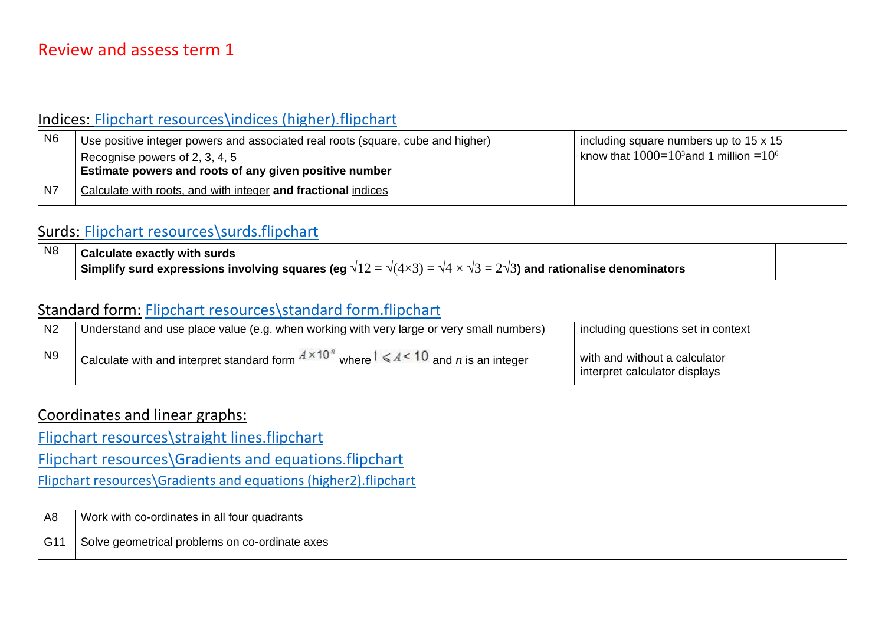# Review and assess term 1

## Indices: Flipchart resources\indices (higher).flipchart

| N6 | Use positive integer powers and associated real roots (square, cube and higher)<br>Recognise powers of 2, 3, 4, 5<br>**Estimate powers and roots of any given positive number** | including square numbers up to 15 x 15<br>know that $1000=10^3$ and 1 million $=10^6$ |
|---|---|---|
| N7 | Calculate with roots, and with integer **and fractional** indices | |

## Surds: Flipchart resources\surds.flipchart

| N8 | **Calculate exactly with surds**<br>**Simplify surd expressions involving squares (eg $\sqrt{12} = \sqrt{(4\times3)} = \sqrt{4} \times \sqrt{3} = 2\sqrt{3}$) and rationalise denominators** | |
|---|---|---|

## Standard form: Flipchart resources\standard form.flipchart

| N2 | Understand and use place value (e.g. when working with very large or very small numbers) | including questions set in context |
|---|---|---|
| N9 | Calculate with and interpret standard form $A \times 10^n$ where $1 \leqslant A < 10$ and $n$ is an integer | with and without a calculator<br>interpret calculator displays |

## Coordinates and linear graphs:

Flipchart resources\straight lines.flipchart

Flipchart resources\Gradients and equations.flipchart

Flipchart resources\Gradients and equations (higher2).flipchart

| A8 | Work with co-ordinates in all four quadrants | |
|---|---|---|
| G11 | Solve geometrical problems on co-ordinate axes | |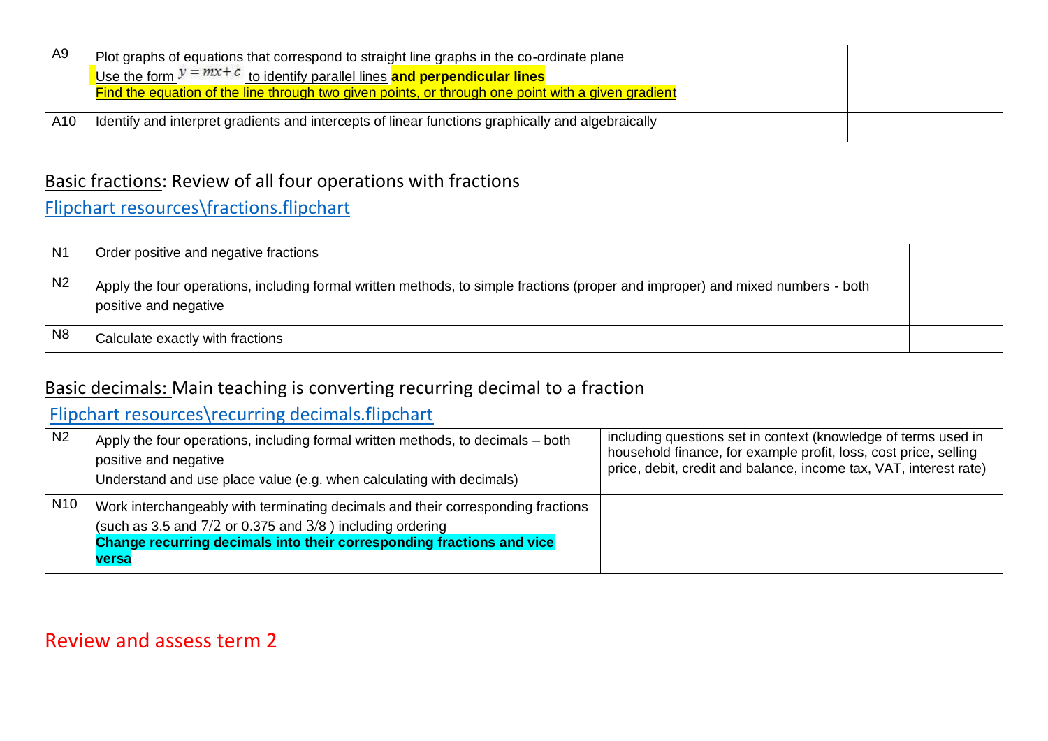| A9 | Plot graphs of equations that correspond to straight line graphs in the co-ordinate plane<br>Use the form $y = mx + c$ to identify parallel lines **and perpendicular lines**<br>Find the equation of the line through two given points, or through one point with a given gradient | |
|---|---|---|
| A10 | Identify and interpret gradients and intercepts of linear functions graphically and algebraically | |

## Basic fractions: Review of all four operations with fractions

Flipchart resources\fractions.flipchart

| N1 | Order positive and negative fractions | |
|---|---|---|
| N2 | Apply the four operations, including formal written methods, to simple fractions (proper and improper) and mixed numbers - both positive and negative | |
| N8 | Calculate exactly with fractions | |

## Basic decimals: Main teaching is converting recurring decimal to a fraction

Flipchart resources\recurring decimals.flipchart

| N2 | Apply the four operations, including formal written methods, to decimals – both positive and negative<br>Understand and use place value (e.g. when calculating with decimals) | including questions set in context (knowledge of terms used in household finance, for example profit, loss, cost price, selling price, debit, credit and balance, income tax, VAT, interest rate) |
|---|---|---|
| N10 | Work interchangeably with terminating decimals and their corresponding fractions (such as 3.5 and $7/2$ or 0.375 and $3/8$ ) including ordering<br>**Change recurring decimals into their corresponding fractions and vice versa** | |

## Review and assess term 2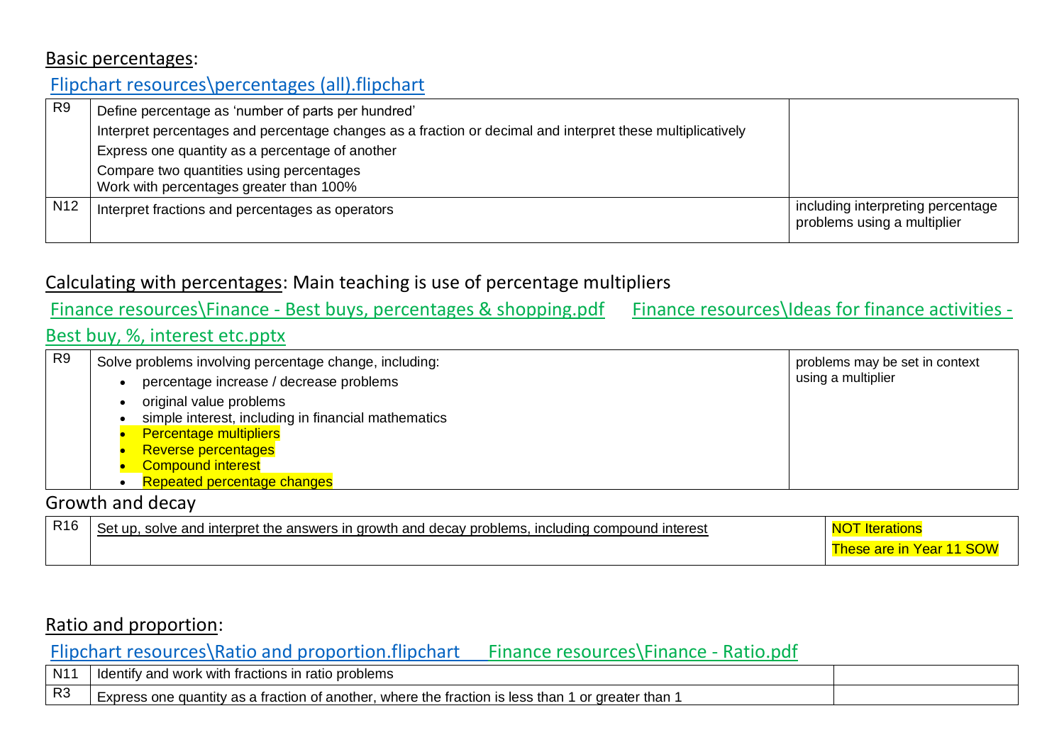## Basic percentages:

Flipchart resources\percentages (all).flipchart

| | | |
|---|---|---|
| R9 | Define percentage as 'number of parts per hundred'<br>Interpret percentages and percentage changes as a fraction or decimal and interpret these multiplicatively<br>Express one quantity as a percentage of another<br>Compare two quantities using percentages<br>Work with percentages greater than 100% | |
| N12 | Interpret fractions and percentages as operators | including interpreting percentage problems using a multiplier |

## Calculating with percentages: Main teaching is use of percentage multipliers

Finance resources\Finance - Best buys, percentages & shopping.pdf    Finance resources\Ideas for finance activities - Best buy, %, interest etc.pptx

| | | |
|---|---|---|
| R9 | Solve problems involving percentage change, including:<br>• percentage increase / decrease problems<br>• original value problems<br>• simple interest, including in financial mathematics<br>• Percentage multipliers<br>• Reverse percentages<br>• Compound interest<br>• Repeated percentage changes | problems may be set in context using a multiplier |

Growth and decay

| | | |
|---|---|---|
| R16 | Set up, solve and interpret the answers in growth and decay problems, including compound interest | NOT Iterations<br>These are in Year 11 SOW |

## Ratio and proportion:

Flipchart resources\Ratio and proportion.flipchart    Finance resources\Finance - Ratio.pdf

| | | |
|---|---|---|
| N11 | Identify and work with fractions in ratio problems | |
| R3 | Express one quantity as a fraction of another, where the fraction is less than 1 or greater than 1 | |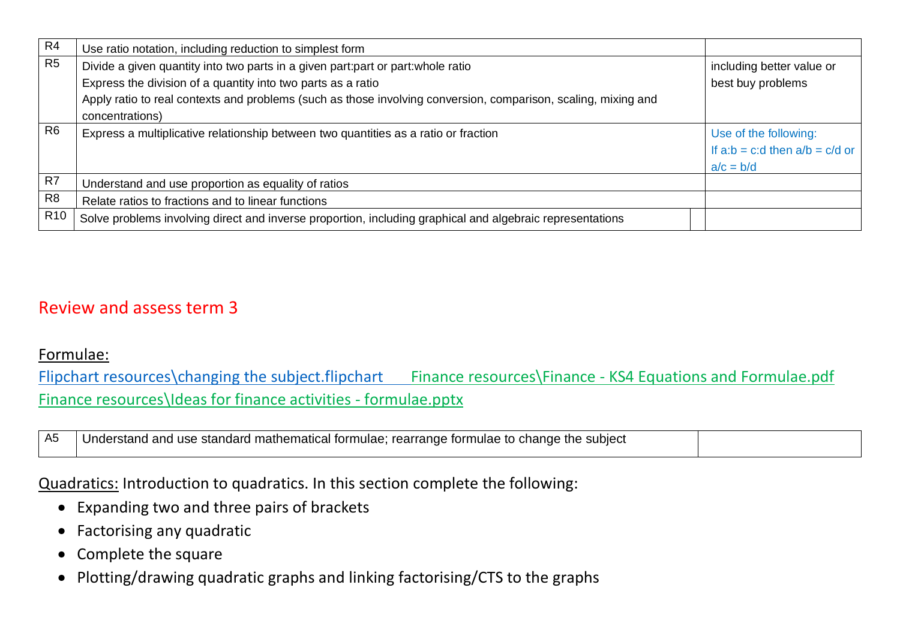| | | |
|---|---|---|
| R4 | Use ratio notation, including reduction to simplest form | |
| R5 | Divide a given quantity into two parts in a given part:part or part:whole ratio<br>Express the division of a quantity into two parts as a ratio<br>Apply ratio to real contexts and problems (such as those involving conversion, comparison, scaling, mixing and concentrations) | including better value or best buy problems |
| R6 | Express a multiplicative relationship between two quantities as a ratio or fraction | Use of the following:<br>If $a:b = c:d$ then $a/b = c/d$ or $a/c = b/d$ |
| R7 | Understand and use proportion as equality of ratios | |
| R8 | Relate ratios to fractions and to linear functions | |
| R10 | Solve problems involving direct and inverse proportion, including graphical and algebraic representations | |

## Review and assess term 3

Formulae:

Flipchart resources\changing the subject.flipchart  Finance resources\Finance - KS4 Equations and Formulae.pdf
Finance resources\Ideas for finance activities - formulae.pptx

| | | |
|---|---|---|
| A5 | Understand and use standard mathematical formulae; rearrange formulae to change the subject | |

Quadratics: Introduction to quadratics. In this section complete the following:

- Expanding two and three pairs of brackets
- Factorising any quadratic
- Complete the square
- Plotting/drawing quadratic graphs and linking factorising/CTS to the graphs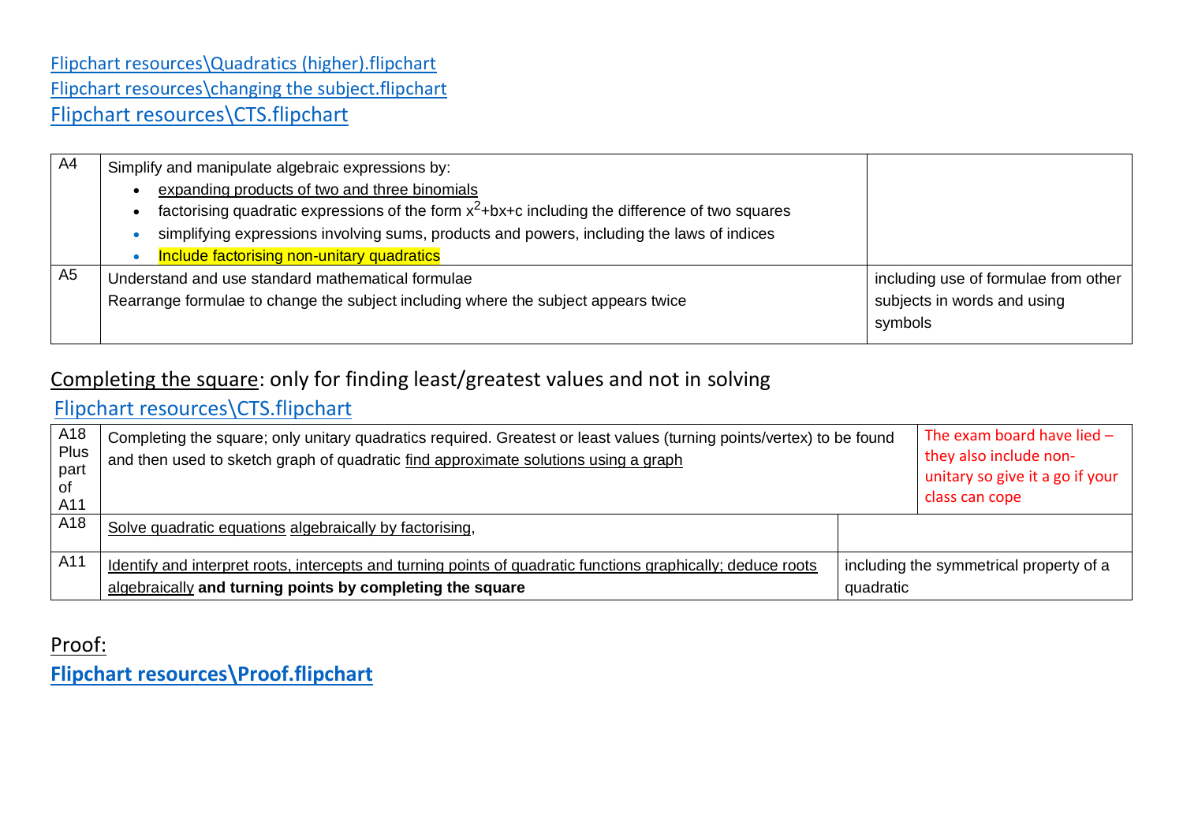Flipchart resources\Quadratics (higher).flipchart
Flipchart resources\changing the subject.flipchart
Flipchart resources\CTS.flipchart

| | | |
|---|---|---|
| A4 | Simplify and manipulate algebraic expressions by:<br>• expanding products of two and three binomials<br>• factorising quadratic expressions of the form $x^2+bx+c$ including the difference of two squares<br>• simplifying expressions involving sums, products and powers, including the laws of indices<br>• Include factorising non-unitary quadratics | |
| A5 | Understand and use standard mathematical formulae<br>Rearrange formulae to change the subject including where the subject appears twice | including use of formulae from other subjects in words and using symbols |

Completing the square: only for finding least/greatest values and not in solving

Flipchart resources\CTS.flipchart

| | | |
|---|---|---|
| A18 Plus part of A11 | Completing the square; only unitary quadratics required. Greatest or least values (turning points/vertex) to be found and then used to sketch graph of quadratic find approximate solutions using a graph | The exam board have lied – they also include non-unitary so give it a go if your class can cope |
| A18 | Solve quadratic equations algebraically by factorising, | |
| A11 | Identify and interpret roots, intercepts and turning points of quadratic functions graphically; deduce roots algebraically **and turning points by completing the square** | including the symmetrical property of a quadratic |

Proof:

**Flipchart resources\Proof.flipchart**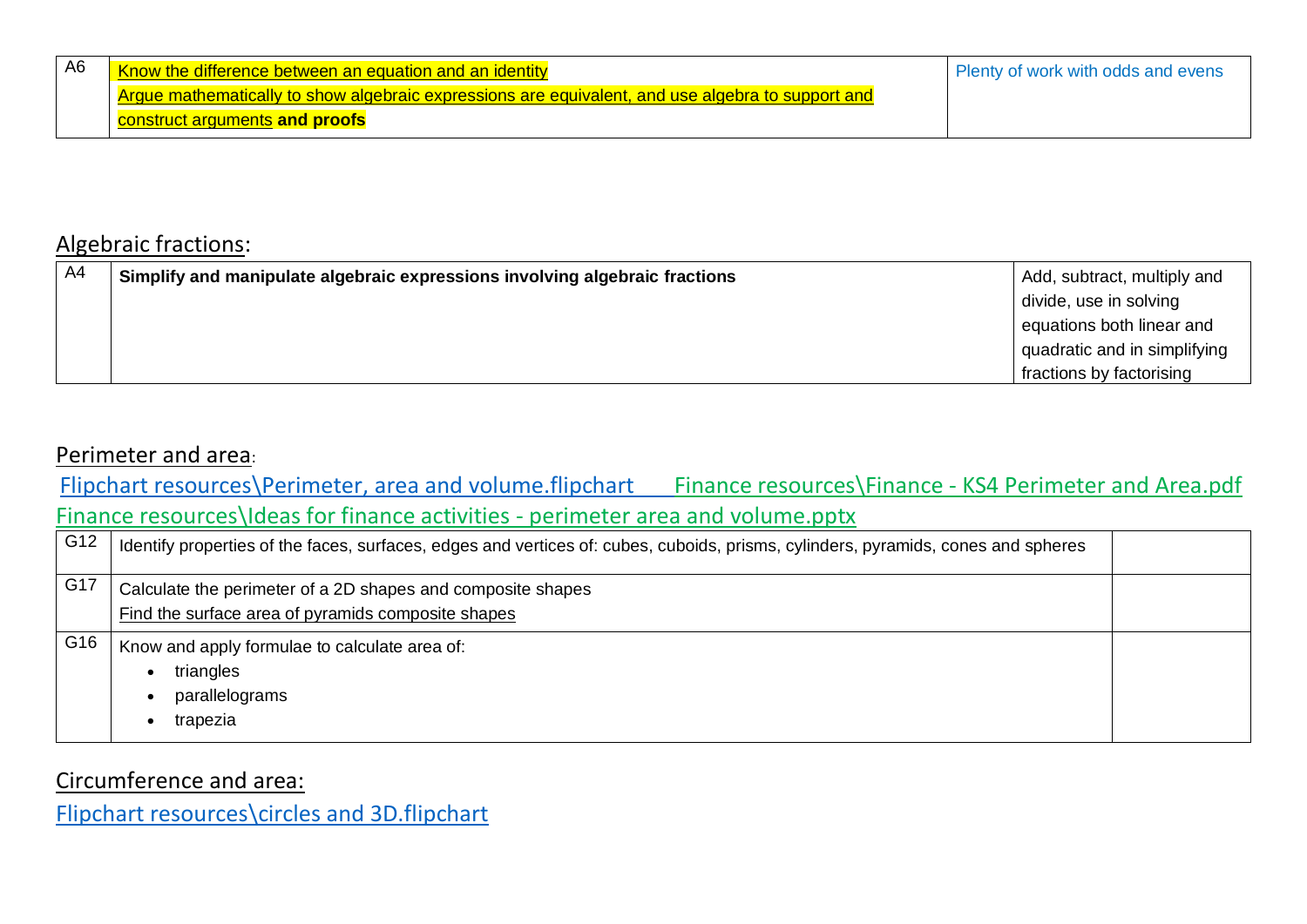| A6 | Know the difference between an equation and an identity<br>Argue mathematically to show algebraic expressions are equivalent, and use algebra to support and construct arguments **and proofs** | Plenty of work with odds and evens |
|---|---|---|

## Algebraic fractions:

| A4 | **Simplify and manipulate algebraic expressions involving algebraic fractions** | Add, subtract, multiply and divide, use in solving equations both linear and quadratic and in simplifying fractions by factorising |
|---|---|---|

## Perimeter and area:

Flipchart resources\Perimeter, area and volume.flipchart    Finance resources\Finance - KS4 Perimeter and Area.pdf
Finance resources\Ideas for finance activities - perimeter area and volume.pptx

| G12 | Identify properties of the faces, surfaces, edges and vertices of: cubes, cuboids, prisms, cylinders, pyramids, cones and spheres | |
|---|---|---|
| G17 | Calculate the perimeter of a 2D shapes and composite shapes<br>Find the surface area of pyramids composite shapes | |
| G16 | Know and apply formulae to calculate area of:<br>• triangles<br>• parallelograms<br>• trapezia | |

## Circumference and area:

Flipchart resources\circles and 3D.flipchart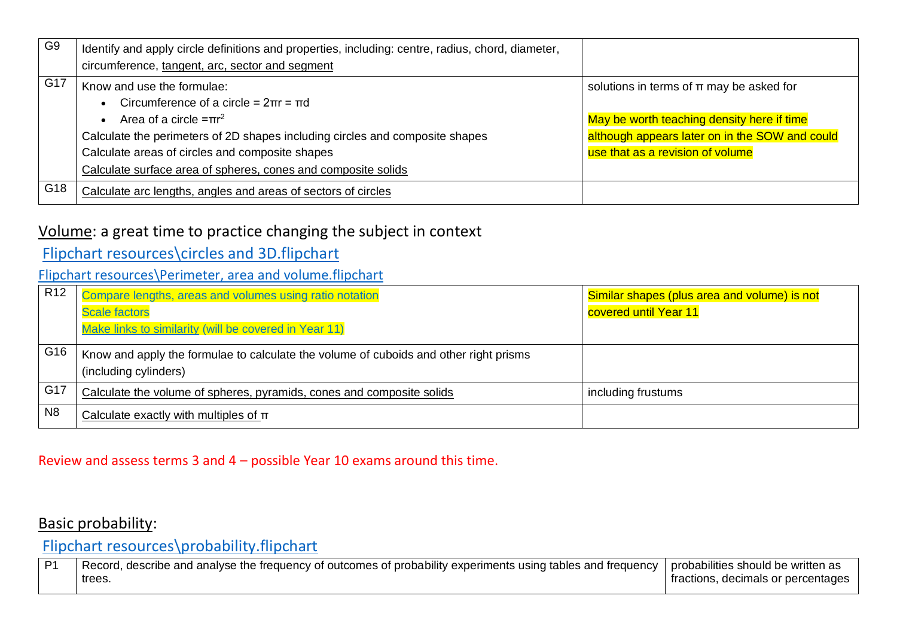| G9 | Identify and apply circle definitions and properties, including: centre, radius, chord, diameter, circumference, tangent, arc, sector and segment | |
|---|---|---|
| G17 | Know and use the formulae:<br>• Circumference of a circle = $2\pi r = \pi d$<br>• Area of a circle $= \pi r^2$<br>Calculate the perimeters of 2D shapes including circles and composite shapes<br>Calculate areas of circles and composite shapes<br>Calculate surface area of spheres, cones and composite solids | solutions in terms of π may be asked for<br><br>May be worth teaching density here if time although appears later on in the SOW and could use that as a revision of volume |
| G18 | Calculate arc lengths, angles and areas of sectors of circles | |

## Volume: a great time to practice changing the subject in context

Flipchart resources\circles and 3D.flipchart

Flipchart resources\Perimeter, area and volume.flipchart

| R12 | Compare lengths, areas and volumes using ratio notation<br>Scale factors<br>Make links to similarity (will be covered in Year 11) | Similar shapes (plus area and volume) is not covered until Year 11 |
|---|---|---|
| G16 | Know and apply the formulae to calculate the volume of cuboids and other right prisms (including cylinders) | |
| G17 | Calculate the volume of spheres, pyramids, cones and composite solids | including frustums |
| N8 | Calculate exactly with multiples of π | |

Review and assess terms 3 and 4 – possible Year 10 exams around this time.

## Basic probability:

Flipchart resources\probability.flipchart

| P1 | Record, describe and analyse the frequency of outcomes of probability experiments using tables and frequency trees. | probabilities should be written as fractions, decimals or percentages |
|---|---|---|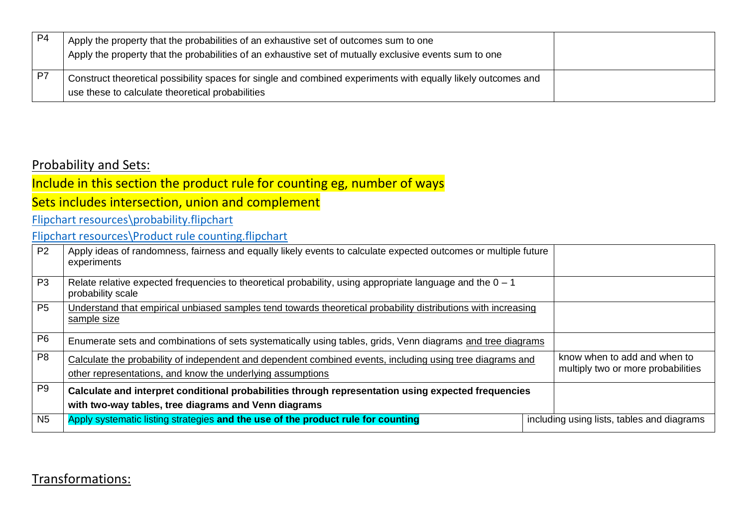| | | |
|---|---|---|
| P4 | Apply the property that the probabilities of an exhaustive set of outcomes sum to one<br>Apply the property that the probabilities of an exhaustive set of mutually exclusive events sum to one | |
| P7 | Construct theoretical possibility spaces for single and combined experiments with equally likely outcomes and use these to calculate theoretical probabilities | |

## Probability and Sets:

Include in this section the product rule for counting eg, number of ways

Sets includes intersection, union and complement

Flipchart resources\probability.flipchart

Flipchart resources\Product rule counting.flipchart

| | | |
|---|---|---|
| P2 | Apply ideas of randomness, fairness and equally likely events to calculate expected outcomes or multiple future experiments | |
| P3 | Relate relative expected frequencies to theoretical probability, using appropriate language and the 0 – 1 probability scale | |
| P5 | Understand that empirical unbiased samples tend towards theoretical probability distributions with increasing sample size | |
| P6 | Enumerate sets and combinations of sets systematically using tables, grids, Venn diagrams and tree diagrams | |
| P8 | Calculate the probability of independent and dependent combined events, including using tree diagrams and other representations, and know the underlying assumptions | know when to add and when to multiply two or more probabilities |
| P9 | **Calculate and interpret conditional probabilities through representation using expected frequencies with two-way tables, tree diagrams and Venn diagrams** | |
| N5 | Apply systematic listing strategies **and the use of the product rule for counting** | including using lists, tables and diagrams |

## Transformations: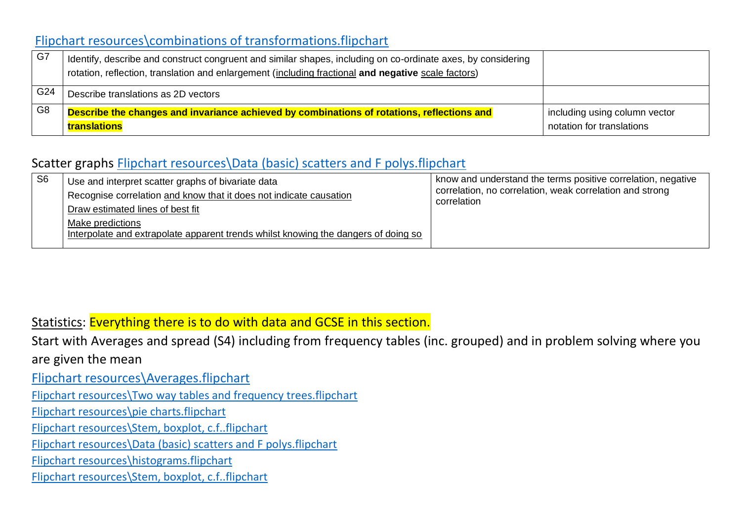Flipchart resources\combinations of transformations.flipchart

| | | |
|---|---|---|
| G7 | Identify, describe and construct congruent and similar shapes, including on co-ordinate axes, by considering rotation, reflection, translation and enlargement (including fractional **and negative** scale factors) | |
| G24 | Describe translations as 2D vectors | |
| G8 | **Describe the changes and invariance achieved by combinations of rotations, reflections and translations** | including using column vector notation for translations |

Scatter graphs Flipchart resources\Data (basic) scatters and F polys.flipchart

| | | |
|---|---|---|
| S6 | Use and interpret scatter graphs of bivariate data<br>Recognise correlation and know that it does not indicate causation<br>Draw estimated lines of best fit<br>Make predictions<br>Interpolate and extrapolate apparent trends whilst knowing the dangers of doing so | know and understand the terms positive correlation, negative correlation, no correlation, weak correlation and strong correlation |

Statistics: Everything there is to do with data and GCSE in this section.

Start with Averages and spread (S4) including from frequency tables (inc. grouped) and in problem solving where you are given the mean

Flipchart resources\Averages.flipchart

Flipchart resources\Two way tables and frequency trees.flipchart

Flipchart resources\pie charts.flipchart

Flipchart resources\Stem, boxplot, c.f..flipchart

Flipchart resources\Data (basic) scatters and F polys.flipchart

Flipchart resources\histograms.flipchart

Flipchart resources\Stem, boxplot, c.f..flipchart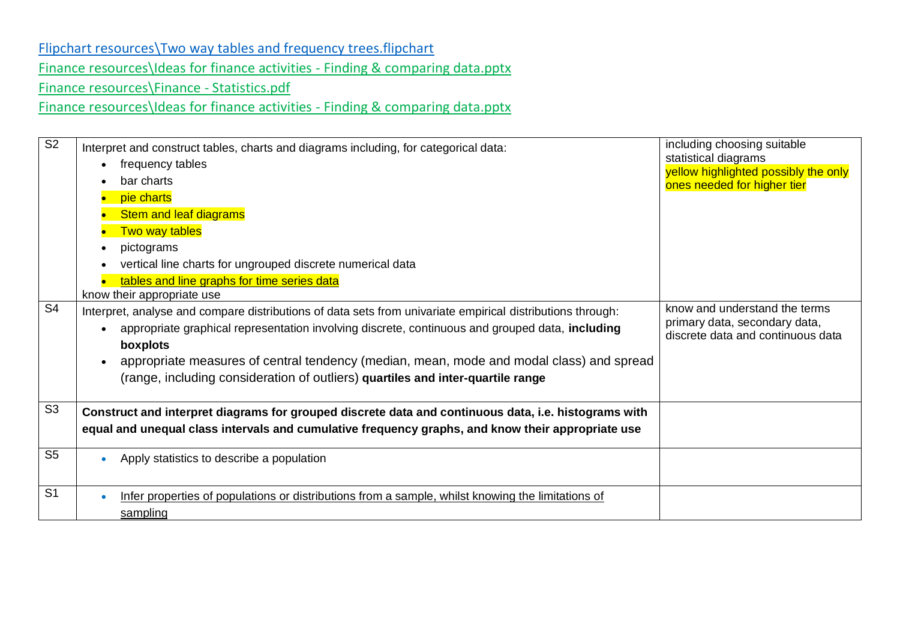Flipchart resources\Two way tables and frequency trees.flipchart

Finance resources\Ideas for finance activities - Finding & comparing data.pptx

Finance resources\Finance - Statistics.pdf

Finance resources\Ideas for finance activities - Finding & comparing data.pptx

| | | |
|---|---|---|
| S2 | Interpret and construct tables, charts and diagrams including, for categorical data:<br>• frequency tables<br>• bar charts<br>• pie charts<br>• Stem and leaf diagrams<br>• Two way tables<br>• pictograms<br>• vertical line charts for ungrouped discrete numerical data<br>• tables and line graphs for time series data<br>know their appropriate use | including choosing suitable statistical diagrams<br>yellow highlighted possibly the only ones needed for higher tier |
| S4 | Interpret, analyse and compare distributions of data sets from univariate empirical distributions through:<br>• appropriate graphical representation involving discrete, continuous and grouped data, **including boxplots**<br>• appropriate measures of central tendency (median, mean, mode and modal class) and spread (range, including consideration of outliers) **quartiles and inter-quartile range** | know and understand the terms primary data, secondary data, discrete data and continuous data |
| S3 | **Construct and interpret diagrams for grouped discrete data and continuous data, i.e. histograms with equal and unequal class intervals and cumulative frequency graphs, and know their appropriate use** | |
| S5 | • Apply statistics to describe a population | |
| S1 | • Infer properties of populations or distributions from a sample, whilst knowing the limitations of sampling | |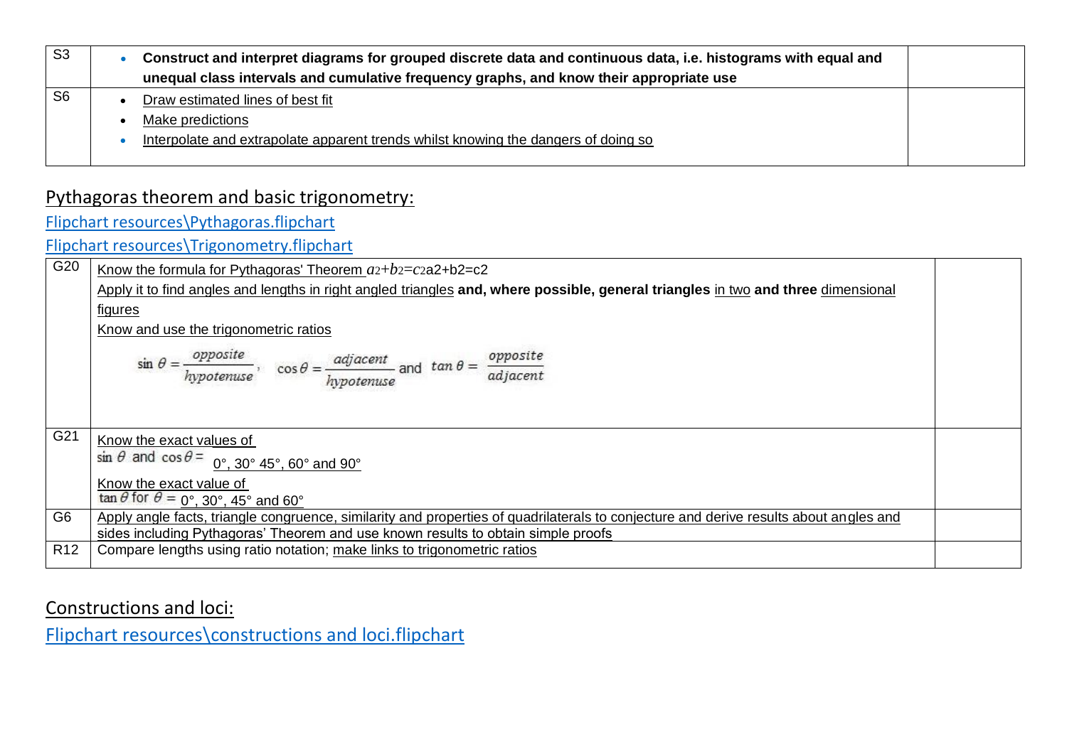| | | |
|---|---|---|
| S3 | • **Construct and interpret diagrams for grouped discrete data and continuous data, i.e. histograms with equal and unequal class intervals and cumulative frequency graphs, and know their appropriate use** | |
| S6 | • Draw estimated lines of best fit<br>• Make predictions<br>• Interpolate and extrapolate apparent trends whilst knowing the dangers of doing so | |

## Pythagoras theorem and basic trigonometry:

Flipchart resources\Pythagoras.flipchart

Flipchart resources\Trigonometry.flipchart

| | | |
|---|---|---|
| G20 | Know the formula for Pythagoras' Theorem $a^2+b^2=c^2$ a2+b2=c2<br>Apply it to find angles and lengths in right angled triangles **and, where possible, general triangles** in two **and three** dimensional figures<br>Know and use the trigonometric ratios<br>$\sin\theta = \frac{opposite}{hypotenuse}$, $\cos\theta = \frac{adjacent}{hypotenuse}$ and $\tan\theta = \frac{opposite}{adjacent}$ | |
| G21 | Know the exact values of<br>$\sin\theta$ and $\cos\theta =$ 0°, 30° 45°, 60° and 90°<br>Know the exact value of<br>$\tan\theta$ for $\theta =$ 0°, 30°, 45° and 60° | |
| G6 | Apply angle facts, triangle congruence, similarity and properties of quadrilaterals to conjecture and derive results about angles and sides including Pythagoras' Theorem and use known results to obtain simple proofs | |
| R12 | Compare lengths using ratio notation; make links to trigonometric ratios | |

## Constructions and loci:

Flipchart resources\constructions and loci.flipchart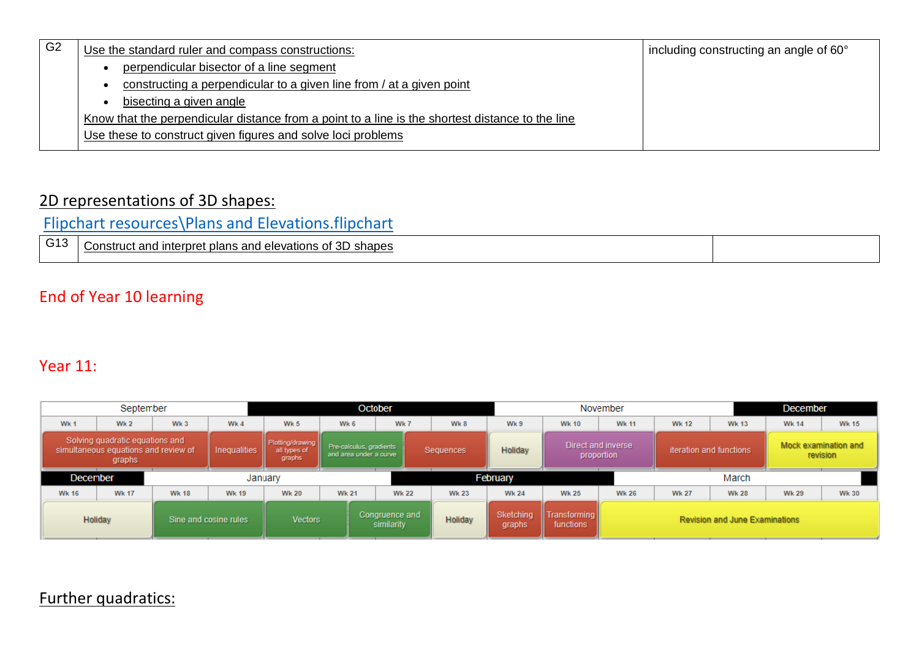| G2 | Use the standard ruler and compass constructions:<br>• perpendicular bisector of a line segment<br>• constructing a perpendicular to a given line from / at a given point<br>• bisecting a given angle<br>Know that the perpendicular distance from a point to a line is the shortest distance to the line<br>Use these to construct given figures and solve loci problems | including constructing an angle of 60° |
|---|---|---|

## 2D representations of 3D shapes:

Flipchart resources\Plans and Elevations.flipchart

| G13 | Construct and interpret plans and elevations of 3D shapes | |
|---|---|---|

End of Year 10 learning

Year 11:

| September | | | | October | | | | November | | | | December | | |
|---|---|---|---|---|---|---|---|---|---|---|---|---|---|---|
| Wk 1 | Wk 2 | Wk 3 | Wk 4 | Wk 5 | Wk 6 | Wk 7 | Wk 8 | Wk 9 | Wk 10 | Wk 11 | Wk 12 | Wk 13 | Wk 14 | Wk 15 |
| Solving quadratic equations and simultaneous equations and review of graphs | | | Inequalities | Plotting/drawing all types of graphs | Pre-calculus, gradients and area under a curve | | Sequences | Holiday | Direct and inverse proportion | | iteration and functions | | Mock examination and revision | |

| December | | January | | | | February | | | | March | | | | |
|---|---|---|---|---|---|---|---|---|---|---|---|---|---|---|
| Wk 16 | Wk 17 | Wk 18 | Wk 19 | Wk 20 | Wk 21 | Wk 22 | Wk 23 | Wk 24 | Wk 25 | Wk 26 | Wk 27 | Wk 28 | Wk 29 | Wk 30 |
| Holiday | | Sine and cosine rules | | Vectors | Congruence and similarity | | Holiday | Sketching graphs | Transforming functions | Revision and June Examinations | | | | |

## Further quadratics: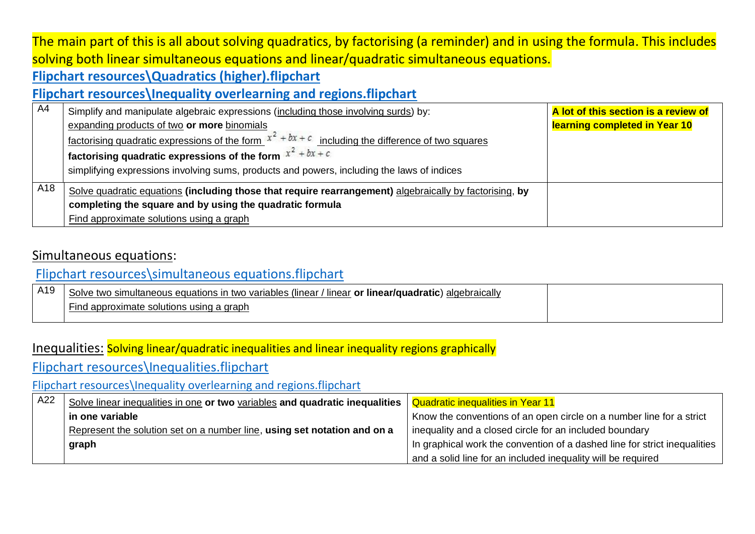The main part of this is all about solving quadratics, by factorising (a reminder) and in using the formula. This includes solving both linear simultaneous equations and linear/quadratic simultaneous equations.

**Flipchart resources\Quadratics (higher).flipchart**

**Flipchart resources\Inequality overlearning and regions.flipchart**

| | | |
|---|---|---|
| A4 | Simplify and manipulate algebraic expressions (including those involving surds) by:<br>expanding products of two **or more** binomials<br>factorising quadratic expressions of the form $x^2 + bx + c$ including the difference of two squares<br>**factorising quadratic expressions of the form** $x^2 + bx + c$<br>simplifying expressions involving sums, products and powers, including the laws of indices | **A lot of this section is a review of learning completed in Year 10** |
| A18 | Solve quadratic equations **(including those that require rearrangement)** algebraically by factorising, **by completing the square and by using the quadratic formula**<br>Find approximate solutions using a graph | |

## Simultaneous equations:

Flipchart resources\simultaneous equations.flipchart

| | | |
|---|---|---|
| A19 | Solve two simultaneous equations in two variables (linear / linear **or linear/quadratic**) algebraically<br>Find approximate solutions using a graph | |

## Inequalities: Solving linear/quadratic inequalities and linear inequality regions graphically

Flipchart resources\Inequalities.flipchart

Flipchart resources\Inequality overlearning and regions.flipchart

| | | |
|---|---|---|
| A22 | Solve linear inequalities in one **or two** variables **and quadratic inequalities in one variable**<br>Represent the solution set on a number line, **using set notation and on a graph** | Quadratic inequalities in Year 11<br>Know the conventions of an open circle on a number line for a strict inequality and a closed circle for an included boundary<br>In graphical work the convention of a dashed line for strict inequalities and a solid line for an included inequality will be required |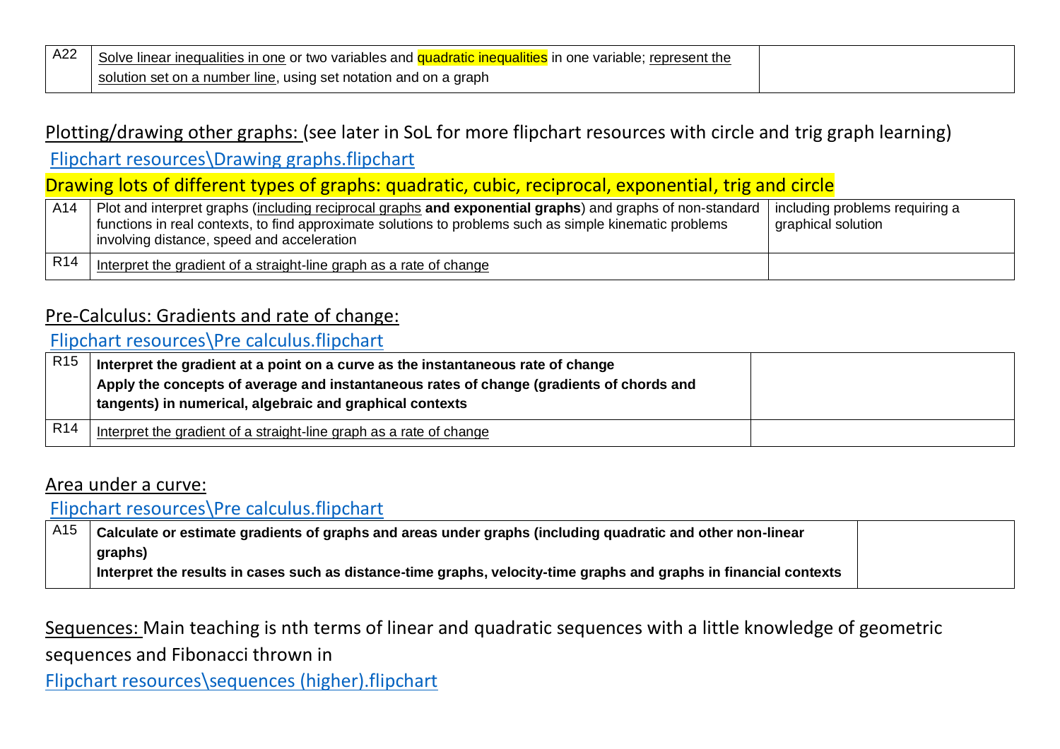| A22 | Solve linear inequalities in one or two variables and quadratic inequalities in one variable; represent the solution set on a number line, using set notation and on a graph | |
|---|---|---|

Plotting/drawing other graphs: (see later in SoL for more flipchart resources with circle and trig graph learning)

Flipchart resources\Drawing graphs.flipchart

Drawing lots of different types of graphs: quadratic, cubic, reciprocal, exponential, trig and circle

| A14 | Plot and interpret graphs (including reciprocal graphs **and exponential graphs**) and graphs of non-standard functions in real contexts, to find approximate solutions to problems such as simple kinematic problems involving distance, speed and acceleration | including problems requiring a graphical solution |
|---|---|---|
| R14 | Interpret the gradient of a straight-line graph as a rate of change | |

Pre-Calculus: Gradients and rate of change:

Flipchart resources\Pre calculus.flipchart

| R15 | **Interpret the gradient at a point on a curve as the instantaneous rate of change** **Apply the concepts of average and instantaneous rates of change (gradients of chords and tangents) in numerical, algebraic and graphical contexts** | |
|---|---|---|
| R14 | Interpret the gradient of a straight-line graph as a rate of change | |

Area under a curve:

Flipchart resources\Pre calculus.flipchart

| A15 | **Calculate or estimate gradients of graphs and areas under graphs (including quadratic and other non-linear graphs)** **Interpret the results in cases such as distance-time graphs, velocity-time graphs and graphs in financial contexts** | |
|---|---|---|

Sequences: Main teaching is nth terms of linear and quadratic sequences with a little knowledge of geometric sequences and Fibonacci thrown in

Flipchart resources\sequences (higher).flipchart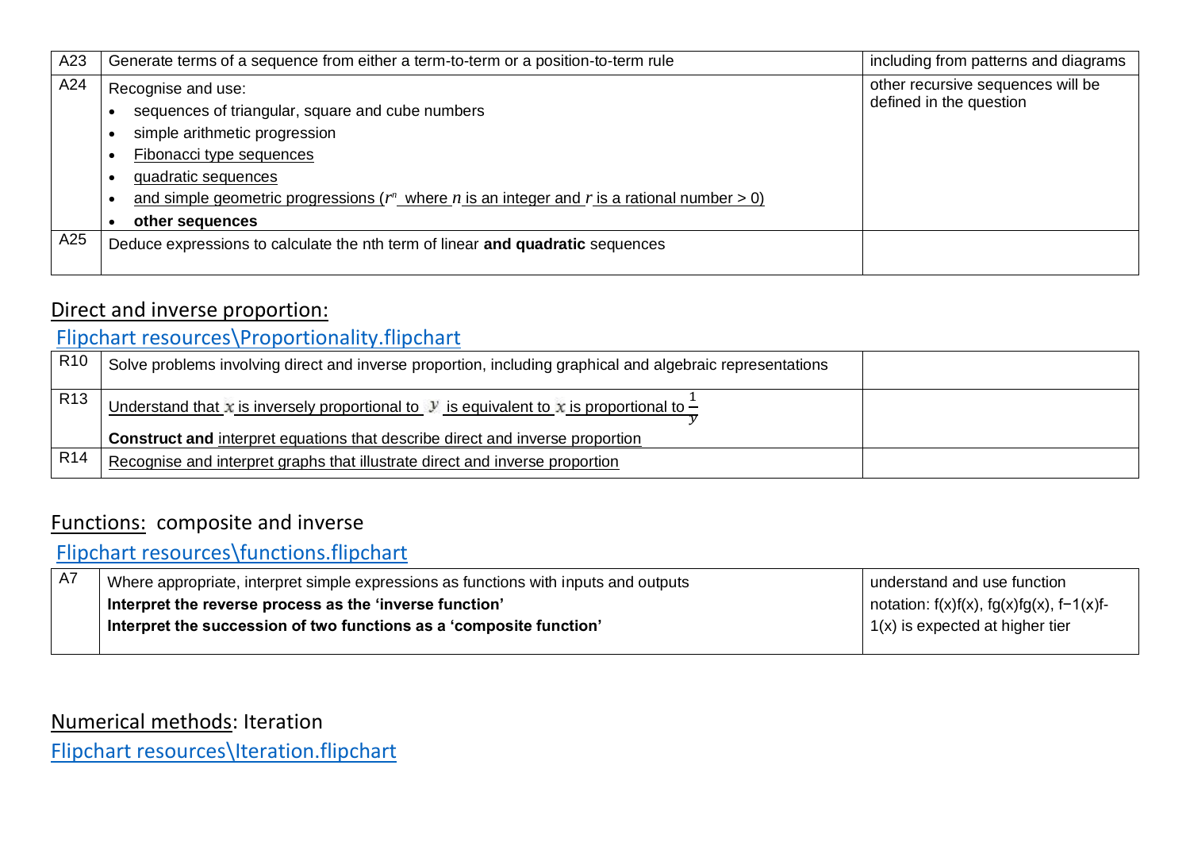| A23 | Generate terms of a sequence from either a term-to-term or a position-to-term rule | including from patterns and diagrams |
|---|---|---|
| A24 | Recognise and use:<br>• sequences of triangular, square and cube numbers<br>• simple arithmetic progression<br>• Fibonacci type sequences<br>• quadratic sequences<br>• and simple geometric progressions ($r^n$ where $n$ is an integer and $r$ is a rational number > 0)<br>• **other sequences** | other recursive sequences will be defined in the question |
| A25 | Deduce expressions to calculate the nth term of linear **and quadratic** sequences | |

## Direct and inverse proportion:

Flipchart resources\Proportionality.flipchart

| R10 | Solve problems involving direct and inverse proportion, including graphical and algebraic representations | |
|---|---|---|
| R13 | Understand that $x$ is inversely proportional to $y$ is equivalent to $x$ is proportional to $\frac{1}{y}$<br>**Construct and** interpret equations that describe direct and inverse proportion | |
| R14 | Recognise and interpret graphs that illustrate direct and inverse proportion | |

## Functions: composite and inverse

Flipchart resources\functions.flipchart

| A7 | Where appropriate, interpret simple expressions as functions with inputs and outputs<br>**Interpret the reverse process as the 'inverse function'**<br>**Interpret the succession of two functions as a 'composite function'** | understand and use function notation: f(x)f(x), fg(x)fg(x), f−1(x)f-1(x) is expected at higher tier |
|---|---|---|

## Numerical methods: Iteration

Flipchart resources\Iteration.flipchart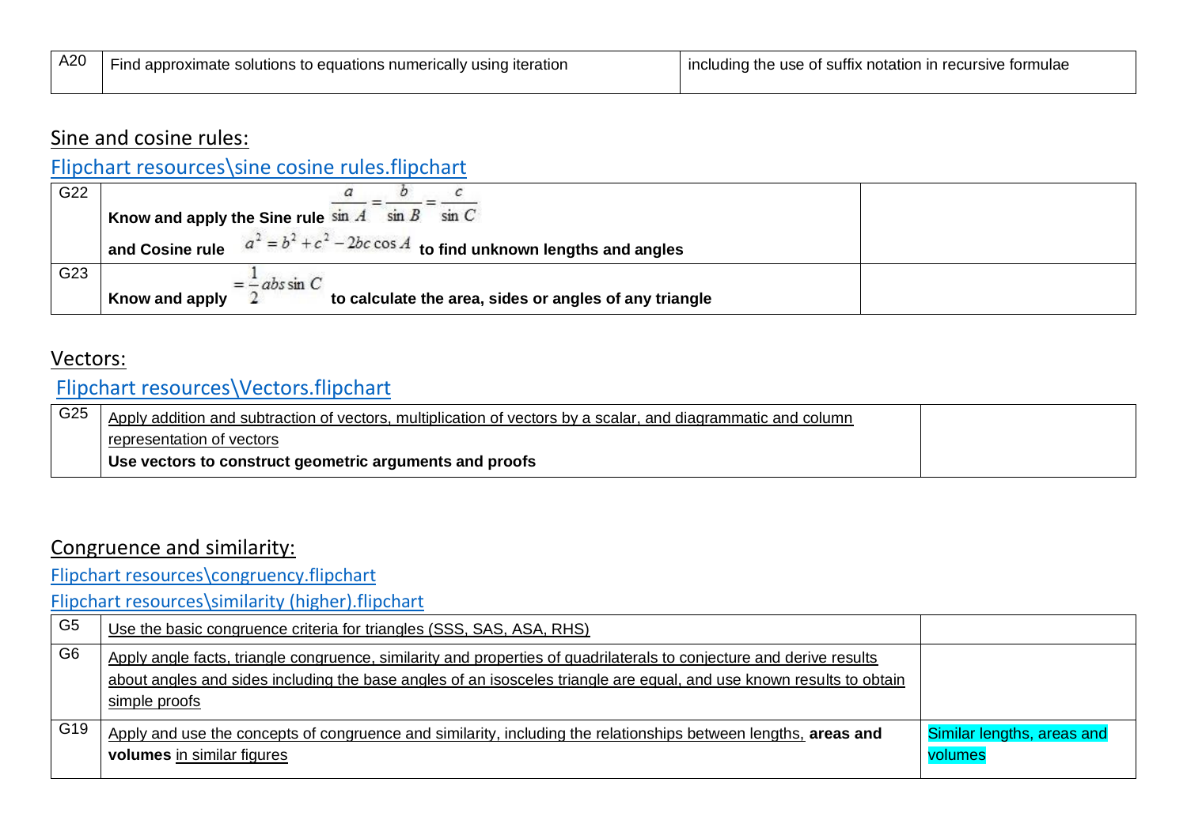| A20 | Find approximate solutions to equations numerically using iteration | including the use of suffix notation in recursive formulae |
|---|---|---|

## Sine and cosine rules:

[Flipchart resources\sine cosine rules.flipchart]

| G22 | **Know and apply the Sine rule** $\frac{a}{\sin A} = \frac{b}{\sin B} = \frac{c}{\sin C}$ **and Cosine rule** $a^2 = b^2 + c^2 - 2bc\cos A$ **to find unknown lengths and angles** | |
|---|---|---|
| G23 | **Know and apply** $= \frac{1}{2} abs \sin C$ **to calculate the area, sides or angles of any triangle** | |

## Vectors:

[Flipchart resources\Vectors.flipchart]

| G25 | Apply addition and subtraction of vectors, multiplication of vectors by a scalar, and diagrammatic and column representation of vectors<br>**Use vectors to construct geometric arguments and proofs** | |
|---|---|---|

## Congruence and similarity:

[Flipchart resources\congruency.flipchart]

[Flipchart resources\similarity (higher).flipchart]

| G5 | Use the basic congruence criteria for triangles (SSS, SAS, ASA, RHS) | |
|---|---|---|
| G6 | Apply angle facts, triangle congruence, similarity and properties of quadrilaterals to conjecture and derive results about angles and sides including the base angles of an isosceles triangle are equal, and use known results to obtain simple proofs | |
| G19 | Apply and use the concepts of congruence and similarity, including the relationships between lengths, **areas and volumes** in similar figures | Similar lengths, areas and volumes |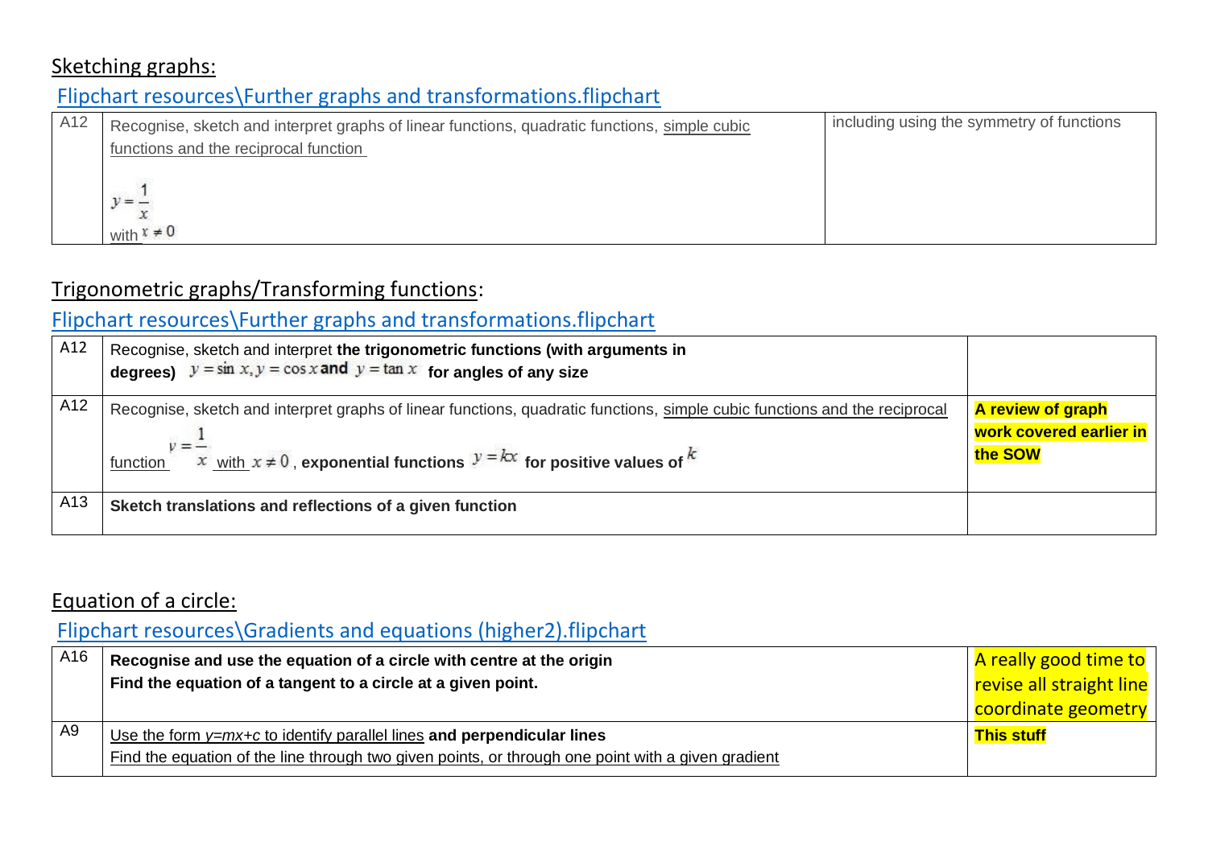## Sketching graphs:

[Flipchart resources\Further graphs and transformations.flipchart]

| | | |
|---|---|---|
| A12 | Recognise, sketch and interpret graphs of linear functions, quadratic functions, simple cubic functions and the reciprocal function $y = \frac{1}{x}$ with $x \neq 0$ | including using the symmetry of functions |

## Trigonometric graphs/Transforming functions:

[Flipchart resources\Further graphs and transformations.flipchart]

| | | |
|---|---|---|
| A12 | Recognise, sketch and interpret **the trigonometric functions (with arguments in degrees)** $y = \sin x, y = \cos x$ **and** $y = \tan x$ **for angles of any size** | |
| A12 | Recognise, sketch and interpret graphs of linear functions, quadratic functions, simple cubic functions and the reciprocal function $y = \frac{1}{x}$ with $x \neq 0$, **exponential functions** $y = k^x$ **for positive values of** $k$ | **A review of graph work covered earlier in the SOW** |
| A13 | **Sketch translations and reflections of a given function** | |

## Equation of a circle:

[Flipchart resources\Gradients and equations (higher2).flipchart]

| | | |
|---|---|---|
| A16 | **Recognise and use the equation of a circle with centre at the origin**<br>**Find the equation of a tangent to a circle at a given point.** | A really good time to revise all straight line coordinate geometry |
| A9 | Use the form *y=mx+c* to identify parallel lines **and perpendicular lines**<br>Find the equation of the line through two given points, or through one point with a given gradient | **This stuff** |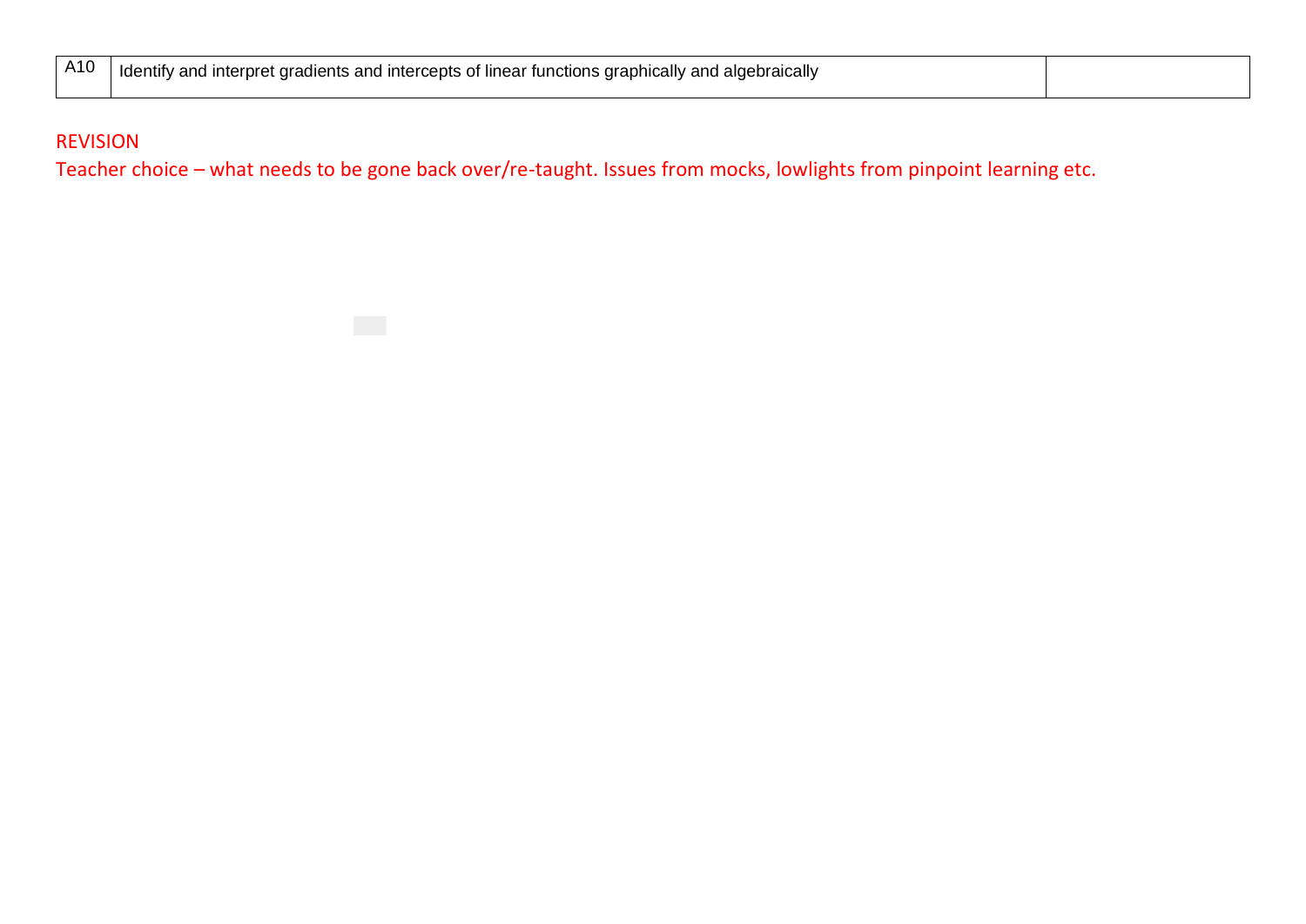| A10 | Identify and interpret gradients and intercepts of linear functions graphically and algebraically | |
|---|---|---|

REVISION

Teacher choice – what needs to be gone back over/re-taught. Issues from mocks, lowlights from pinpoint learning etc.